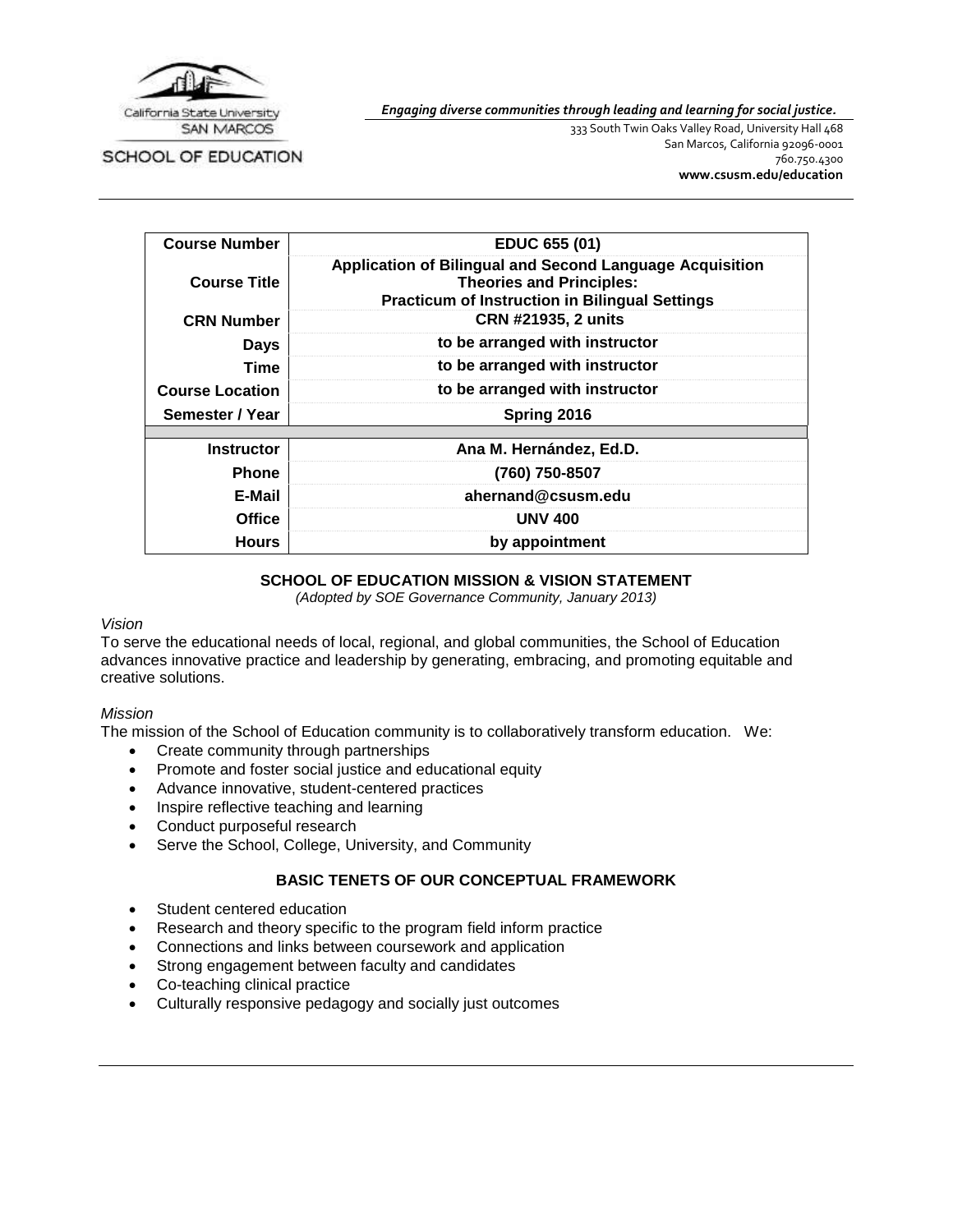California State University
SAN MARCOS

SCHOOL OF EDUCATION

*Engaging diverse communities through leading and learning for social justice.*

333 South Twin Oaks Valley Road, University Hall 468
San Marcos, California 92096-0001
760.750.4300
**www.csusm.edu/education**

| | |
|---|---|
| **Course Number** | **EDUC 655 (01)** |
| **Course Title** | **Application of Bilingual and Second Language Acquisition Theories and Principles: Practicum of Instruction in Bilingual Settings** |
| **CRN Number** | **CRN #21935, 2 units** |
| **Days** | **to be arranged with instructor** |
| **Time** | **to be arranged with instructor** |
| **Course Location** | **to be arranged with instructor** |
| **Semester / Year** | **Spring 2016** |
| | |
| **Instructor** | **Ana M. Hernández, Ed.D.** |
| **Phone** | **(760) 750-8507** |
| **E-Mail** | **ahernand@csusm.edu** |
| **Office** | **UNV 400** |
| **Hours** | **by appointment** |

## SCHOOL OF EDUCATION MISSION & VISION STATEMENT

*(Adopted by SOE Governance Community, January 2013)*

*Vision*

To serve the educational needs of local, regional, and global communities, the School of Education advances innovative practice and leadership by generating, embracing, and promoting equitable and creative solutions.

*Mission*

The mission of the School of Education community is to collaboratively transform education. We:

- Create community through partnerships
- Promote and foster social justice and educational equity
- Advance innovative, student-centered practices
- Inspire reflective teaching and learning
- Conduct purposeful research
- Serve the School, College, University, and Community

## BASIC TENETS OF OUR CONCEPTUAL FRAMEWORK

- Student centered education
- Research and theory specific to the program field inform practice
- Connections and links between coursework and application
- Strong engagement between faculty and candidates
- Co-teaching clinical practice
- Culturally responsive pedagogy and socially just outcomes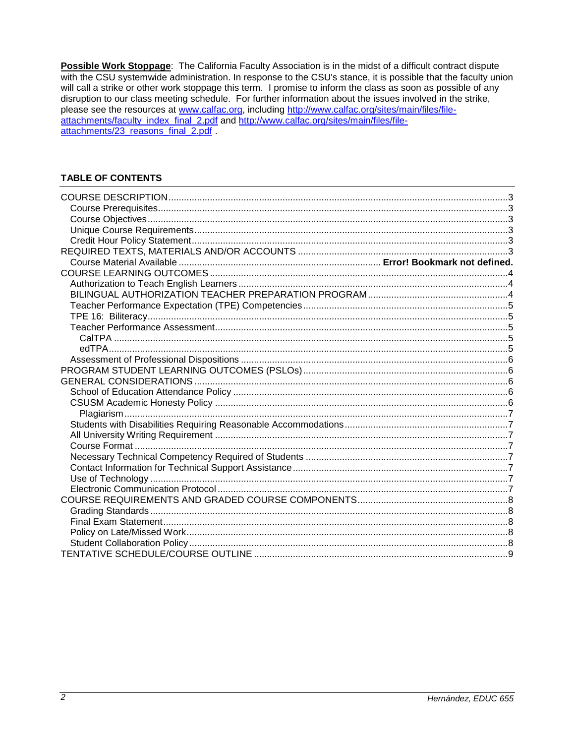**Possible Work Stoppage**: The California Faculty Association is in the midst of a difficult contract dispute with the CSU systemwide administration. In response to the CSU's stance, it is possible that the faculty union will call a strike or other work stoppage this term. I promise to inform the class as soon as possible of any disruption to our class meeting schedule. For further information about the issues involved in the strike, please see the resources at www.calfac.org, including http://www.calfac.org/sites/main/files/file-attachments/faculty_index_final_2.pdf and http://www.calfac.org/sites/main/files/file-attachments/23_reasons_final_2.pdf .

## TABLE OF CONTENTS

- COURSE DESCRIPTION ....... 3
  - Course Prerequisites ....... 3
  - Course Objectives ....... 3
  - Unique Course Requirements ....... 3
  - Credit Hour Policy Statement ....... 3
- REQUIRED TEXTS, MATERIALS AND/OR ACCOUNTS ....... 3
  - Course Material Available ....... **Error! Bookmark not defined.**
- COURSE LEARNING OUTCOMES ....... 4
  - Authorization to Teach English Learners ....... 4
  - BILINGUAL AUTHORIZATION TEACHER PREPARATION PROGRAM ....... 4
  - Teacher Performance Expectation (TPE) Competencies ....... 5
  - TPE 16: Biliteracy ....... 5
  - Teacher Performance Assessment ....... 5
    - CalTPA ....... 5
    - edTPA ....... 5
  - Assessment of Professional Dispositions ....... 6
- PROGRAM STUDENT LEARNING OUTCOMES (PSLOs) ....... 6
- GENERAL CONSIDERATIONS ....... 6
  - School of Education Attendance Policy ....... 6
  - CSUSM Academic Honesty Policy ....... 6
    - Plagiarism ....... 7
  - Students with Disabilities Requiring Reasonable Accommodations ....... 7
  - All University Writing Requirement ....... 7
  - Course Format ....... 7
  - Necessary Technical Competency Required of Students ....... 7
  - Contact Information for Technical Support Assistance ....... 7
  - Use of Technology ....... 7
  - Electronic Communication Protocol ....... 7
- COURSE REQUIREMENTS AND GRADED COURSE COMPONENTS ....... 8
  - Grading Standards ....... 8
  - Final Exam Statement ....... 8
  - Policy on Late/Missed Work ....... 8
  - Student Collaboration Policy ....... 8
- TENTATIVE SCHEDULE/COURSE OUTLINE ....... 9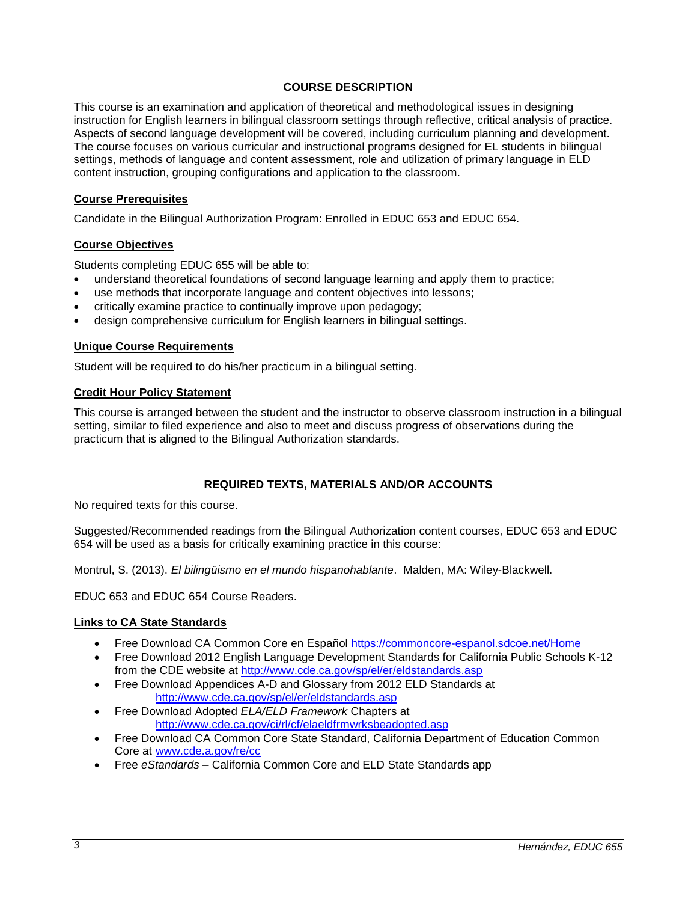## COURSE DESCRIPTION

This course is an examination and application of theoretical and methodological issues in designing instruction for English learners in bilingual classroom settings through reflective, critical analysis of practice. Aspects of second language development will be covered, including curriculum planning and development. The course focuses on various curricular and instructional programs designed for EL students in bilingual settings, methods of language and content assessment, role and utilization of primary language in ELD content instruction, grouping configurations and application to the classroom.

### Course Prerequisites

Candidate in the Bilingual Authorization Program: Enrolled in EDUC 653 and EDUC 654.

### Course Objectives

Students completing EDUC 655 will be able to:

- understand theoretical foundations of second language learning and apply them to practice;
- use methods that incorporate language and content objectives into lessons;
- critically examine practice to continually improve upon pedagogy;
- design comprehensive curriculum for English learners in bilingual settings.

### Unique Course Requirements

Student will be required to do his/her practicum in a bilingual setting.

### Credit Hour Policy Statement

This course is arranged between the student and the instructor to observe classroom instruction in a bilingual setting, similar to filed experience and also to meet and discuss progress of observations during the practicum that is aligned to the Bilingual Authorization standards.

## REQUIRED TEXTS, MATERIALS AND/OR ACCOUNTS

No required texts for this course.

Suggested/Recommended readings from the Bilingual Authorization content courses, EDUC 653 and EDUC 654 will be used as a basis for critically examining practice in this course:

Montrul, S. (2013). *El bilingüismo en el mundo hispanohablante*. Malden, MA: Wiley-Blackwell.

EDUC 653 and EDUC 654 Course Readers.

### Links to CA State Standards

- Free Download CA Common Core en Español https://commoncore-espanol.sdcoe.net/Home
- Free Download 2012 English Language Development Standards for California Public Schools K-12 from the CDE website at http://www.cde.ca.gov/sp/el/er/eldstandards.asp
- Free Download Appendices A-D and Glossary from 2012 ELD Standards at http://www.cde.ca.gov/sp/el/er/eldstandards.asp
- Free Download Adopted *ELA/ELD Framework* Chapters at http://www.cde.ca.gov/ci/rl/cf/elaeldfrmwrksbeadopted.asp
- Free Download CA Common Core State Standard, California Department of Education Common Core at www.cde.a.gov/re/cc
- Free *eStandards* – California Common Core and ELD State Standards app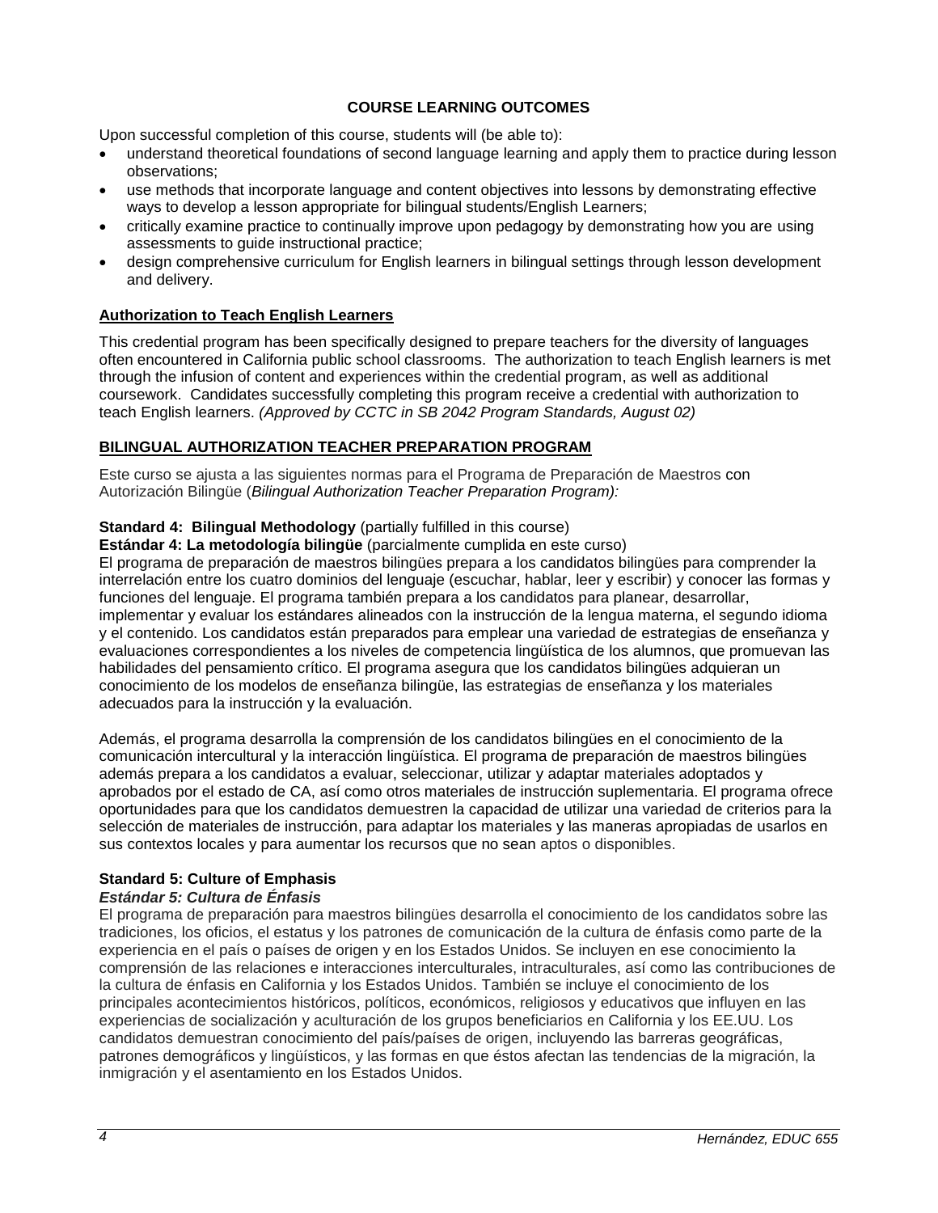## COURSE LEARNING OUTCOMES

Upon successful completion of this course, students will (be able to):

- understand theoretical foundations of second language learning and apply them to practice during lesson observations;
- use methods that incorporate language and content objectives into lessons by demonstrating effective ways to develop a lesson appropriate for bilingual students/English Learners;
- critically examine practice to continually improve upon pedagogy by demonstrating how you are using assessments to guide instructional practice;
- design comprehensive curriculum for English learners in bilingual settings through lesson development and delivery.

### Authorization to Teach English Learners

This credential program has been specifically designed to prepare teachers for the diversity of languages often encountered in California public school classrooms. The authorization to teach English learners is met through the infusion of content and experiences within the credential program, as well as additional coursework. Candidates successfully completing this program receive a credential with authorization to teach English learners. *(Approved by CCTC in SB 2042 Program Standards, August 02)*

### BILINGUAL AUTHORIZATION TEACHER PREPARATION PROGRAM

Este curso se ajusta a las siguientes normas para el Programa de Preparación de Maestros con Autorización Bilingüe (*Bilingual Authorization Teacher Preparation Program):*

**Standard 4: Bilingual Methodology** (partially fulfilled in this course)
**Estándar 4: La metodología bilingüe** (parcialmente cumplida en este curso)
El programa de preparación de maestros bilingües prepara a los candidatos bilingües para comprender la interrelación entre los cuatro dominios del lenguaje (escuchar, hablar, leer y escribir) y conocer las formas y funciones del lenguaje. El programa también prepara a los candidatos para planear, desarrollar, implementar y evaluar los estándares alineados con la instrucción de la lengua materna, el segundo idioma y el contenido. Los candidatos están preparados para emplear una variedad de estrategias de enseñanza y evaluaciones correspondientes a los niveles de competencia lingüística de los alumnos, que promuevan las habilidades del pensamiento crítico. El programa asegura que los candidatos bilingües adquieran un conocimiento de los modelos de enseñanza bilingüe, las estrategias de enseñanza y los materiales adecuados para la instrucción y la evaluación.

Además, el programa desarrolla la comprensión de los candidatos bilingües en el conocimiento de la comunicación intercultural y la interacción lingüística. El programa de preparación de maestros bilingües además prepara a los candidatos a evaluar, seleccionar, utilizar y adaptar materiales adoptados y aprobados por el estado de CA, así como otros materiales de instrucción suplementaria. El programa ofrece oportunidades para que los candidatos demuestren la capacidad de utilizar una variedad de criterios para la selección de materiales de instrucción, para adaptar los materiales y las maneras apropiadas de usarlos en sus contextos locales y para aumentar los recursos que no sean aptos o disponibles.

**Standard 5: Culture of Emphasis**
***Estándar 5: Cultura de Énfasis***
El programa de preparación para maestros bilingües desarrolla el conocimiento de los candidatos sobre las tradiciones, los oficios, el estatus y los patrones de comunicación de la cultura de énfasis como parte de la experiencia en el país o países de origen y en los Estados Unidos. Se incluyen en ese conocimiento la comprensión de las relaciones e interacciones interculturales, intraculturales, así como las contribuciones de la cultura de énfasis en California y los Estados Unidos. También se incluye el conocimiento de los principales acontecimientos históricos, políticos, económicos, religiosos y educativos que influyen en las experiencias de socialización y aculturación de los grupos beneficiarios en California y los EE.UU. Los candidatos demuestran conocimiento del país/países de origen, incluyendo las barreras geográficas, patrones demográficos y lingüísticos, y las formas en que éstos afectan las tendencias de la migración, la inmigración y el asentamiento en los Estados Unidos.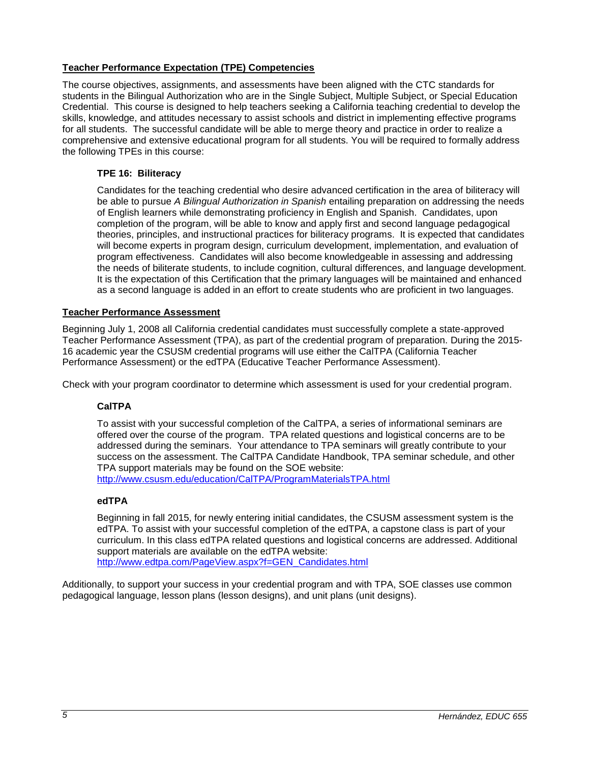## Teacher Performance Expectation (TPE) Competencies

The course objectives, assignments, and assessments have been aligned with the CTC standards for students in the Bilingual Authorization who are in the Single Subject, Multiple Subject, or Special Education Credential. This course is designed to help teachers seeking a California teaching credential to develop the skills, knowledge, and attitudes necessary to assist schools and district in implementing effective programs for all students. The successful candidate will be able to merge theory and practice in order to realize a comprehensive and extensive educational program for all students. You will be required to formally address the following TPEs in this course:

### TPE 16: Biliteracy

Candidates for the teaching credential who desire advanced certification in the area of biliteracy will be able to pursue *A Bilingual Authorization in Spanish* entailing preparation on addressing the needs of English learners while demonstrating proficiency in English and Spanish. Candidates, upon completion of the program, will be able to know and apply first and second language pedagogical theories, principles, and instructional practices for biliteracy programs. It is expected that candidates will become experts in program design, curriculum development, implementation, and evaluation of program effectiveness. Candidates will also become knowledgeable in assessing and addressing the needs of biliterate students, to include cognition, cultural differences, and language development. It is the expectation of this Certification that the primary languages will be maintained and enhanced as a second language is added in an effort to create students who are proficient in two languages.

## Teacher Performance Assessment

Beginning July 1, 2008 all California credential candidates must successfully complete a state-approved Teacher Performance Assessment (TPA), as part of the credential program of preparation. During the 2015-16 academic year the CSUSM credential programs will use either the CalTPA (California Teacher Performance Assessment) or the edTPA (Educative Teacher Performance Assessment).

Check with your program coordinator to determine which assessment is used for your credential program.

### CalTPA

To assist with your successful completion of the CalTPA, a series of informational seminars are offered over the course of the program. TPA related questions and logistical concerns are to be addressed during the seminars. Your attendance to TPA seminars will greatly contribute to your success on the assessment. The CalTPA Candidate Handbook, TPA seminar schedule, and other TPA support materials may be found on the SOE website: http://www.csusm.edu/education/CalTPA/ProgramMaterialsTPA.html

### edTPA

Beginning in fall 2015, for newly entering initial candidates, the CSUSM assessment system is the edTPA. To assist with your successful completion of the edTPA, a capstone class is part of your curriculum. In this class edTPA related questions and logistical concerns are addressed. Additional support materials are available on the edTPA website: http://www.edtpa.com/PageView.aspx?f=GEN_Candidates.html

Additionally, to support your success in your credential program and with TPA, SOE classes use common pedagogical language, lesson plans (lesson designs), and unit plans (unit designs).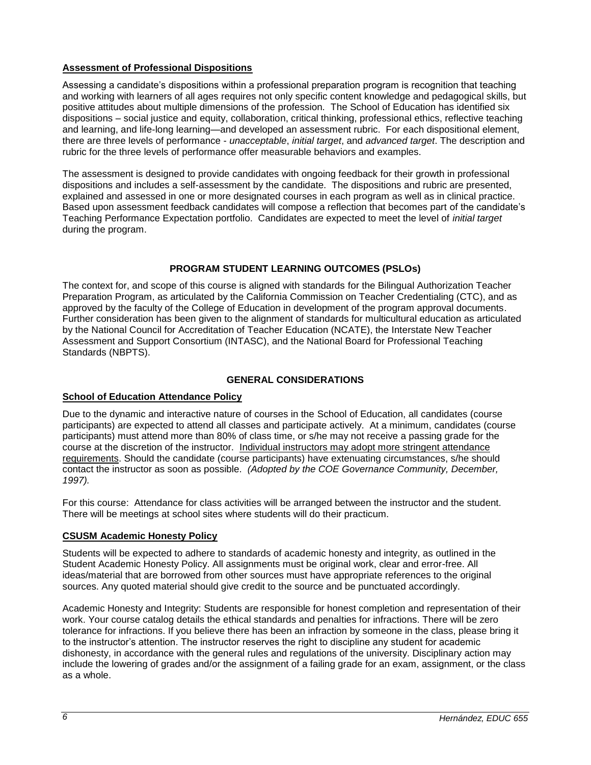### Assessment of Professional Dispositions

Assessing a candidate's dispositions within a professional preparation program is recognition that teaching and working with learners of all ages requires not only specific content knowledge and pedagogical skills, but positive attitudes about multiple dimensions of the profession. The School of Education has identified six dispositions – social justice and equity, collaboration, critical thinking, professional ethics, reflective teaching and learning, and life-long learning—and developed an assessment rubric. For each dispositional element, there are three levels of performance - *unacceptable*, *initial target*, and *advanced target*. The description and rubric for the three levels of performance offer measurable behaviors and examples.

The assessment is designed to provide candidates with ongoing feedback for their growth in professional dispositions and includes a self-assessment by the candidate. The dispositions and rubric are presented, explained and assessed in one or more designated courses in each program as well as in clinical practice. Based upon assessment feedback candidates will compose a reflection that becomes part of the candidate's Teaching Performance Expectation portfolio. Candidates are expected to meet the level of *initial target* during the program.

## PROGRAM STUDENT LEARNING OUTCOMES (PSLOs)

The context for, and scope of this course is aligned with standards for the Bilingual Authorization Teacher Preparation Program, as articulated by the California Commission on Teacher Credentialing (CTC), and as approved by the faculty of the College of Education in development of the program approval documents. Further consideration has been given to the alignment of standards for multicultural education as articulated by the National Council for Accreditation of Teacher Education (NCATE), the Interstate New Teacher Assessment and Support Consortium (INTASC), and the National Board for Professional Teaching Standards (NBPTS).

## GENERAL CONSIDERATIONS

### School of Education Attendance Policy

Due to the dynamic and interactive nature of courses in the School of Education, all candidates (course participants) are expected to attend all classes and participate actively. At a minimum, candidates (course participants) must attend more than 80% of class time, or s/he may not receive a passing grade for the course at the discretion of the instructor. Individual instructors may adopt more stringent attendance requirements. Should the candidate (course participants) have extenuating circumstances, s/he should contact the instructor as soon as possible. *(Adopted by the COE Governance Community, December, 1997).*

For this course: Attendance for class activities will be arranged between the instructor and the student. There will be meetings at school sites where students will do their practicum.

### CSUSM Academic Honesty Policy

Students will be expected to adhere to standards of academic honesty and integrity, as outlined in the Student Academic Honesty Policy. All assignments must be original work, clear and error-free. All ideas/material that are borrowed from other sources must have appropriate references to the original sources. Any quoted material should give credit to the source and be punctuated accordingly.

Academic Honesty and Integrity: Students are responsible for honest completion and representation of their work. Your course catalog details the ethical standards and penalties for infractions. There will be zero tolerance for infractions. If you believe there has been an infraction by someone in the class, please bring it to the instructor's attention. The instructor reserves the right to discipline any student for academic dishonesty, in accordance with the general rules and regulations of the university. Disciplinary action may include the lowering of grades and/or the assignment of a failing grade for an exam, assignment, or the class as a whole.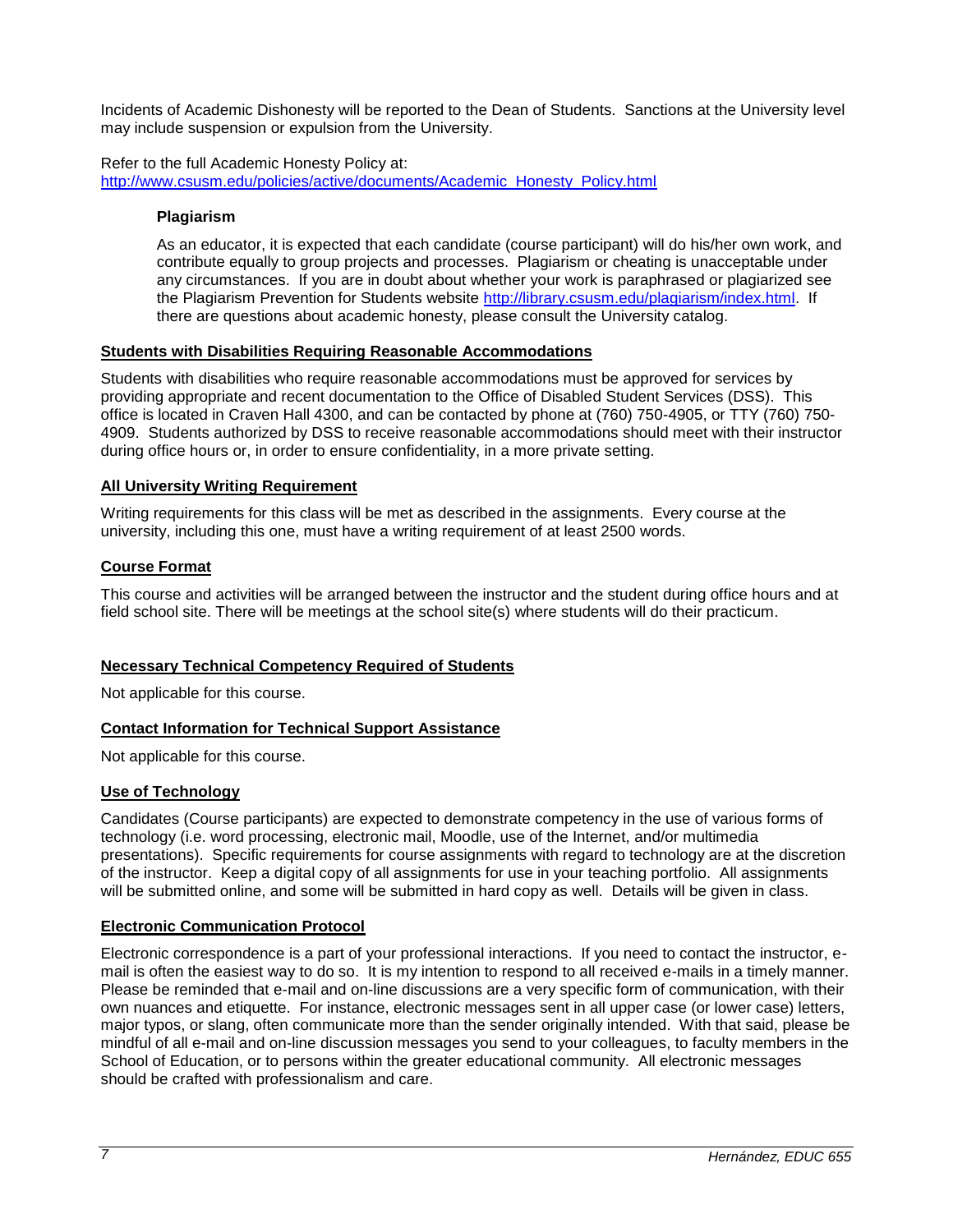Incidents of Academic Dishonesty will be reported to the Dean of Students. Sanctions at the University level may include suspension or expulsion from the University.

Refer to the full Academic Honesty Policy at: http://www.csusm.edu/policies/active/documents/Academic_Honesty_Policy.html

### Plagiarism

As an educator, it is expected that each candidate (course participant) will do his/her own work, and contribute equally to group projects and processes. Plagiarism or cheating is unacceptable under any circumstances. If you are in doubt about whether your work is paraphrased or plagiarized see the Plagiarism Prevention for Students website http://library.csusm.edu/plagiarism/index.html. If there are questions about academic honesty, please consult the University catalog.

## Students with Disabilities Requiring Reasonable Accommodations

Students with disabilities who require reasonable accommodations must be approved for services by providing appropriate and recent documentation to the Office of Disabled Student Services (DSS). This office is located in Craven Hall 4300, and can be contacted by phone at (760) 750-4905, or TTY (760) 750-4909. Students authorized by DSS to receive reasonable accommodations should meet with their instructor during office hours or, in order to ensure confidentiality, in a more private setting.

## All University Writing Requirement

Writing requirements for this class will be met as described in the assignments. Every course at the university, including this one, must have a writing requirement of at least 2500 words.

## Course Format

This course and activities will be arranged between the instructor and the student during office hours and at field school site. There will be meetings at the school site(s) where students will do their practicum.

## Necessary Technical Competency Required of Students

Not applicable for this course.

## Contact Information for Technical Support Assistance

Not applicable for this course.

## Use of Technology

Candidates (Course participants) are expected to demonstrate competency in the use of various forms of technology (i.e. word processing, electronic mail, Moodle, use of the Internet, and/or multimedia presentations). Specific requirements for course assignments with regard to technology are at the discretion of the instructor. Keep a digital copy of all assignments for use in your teaching portfolio. All assignments will be submitted online, and some will be submitted in hard copy as well. Details will be given in class.

## Electronic Communication Protocol

Electronic correspondence is a part of your professional interactions. If you need to contact the instructor, e-mail is often the easiest way to do so. It is my intention to respond to all received e-mails in a timely manner. Please be reminded that e-mail and on-line discussions are a very specific form of communication, with their own nuances and etiquette. For instance, electronic messages sent in all upper case (or lower case) letters, major typos, or slang, often communicate more than the sender originally intended. With that said, please be mindful of all e-mail and on-line discussion messages you send to your colleagues, to faculty members in the School of Education, or to persons within the greater educational community. All electronic messages should be crafted with professionalism and care.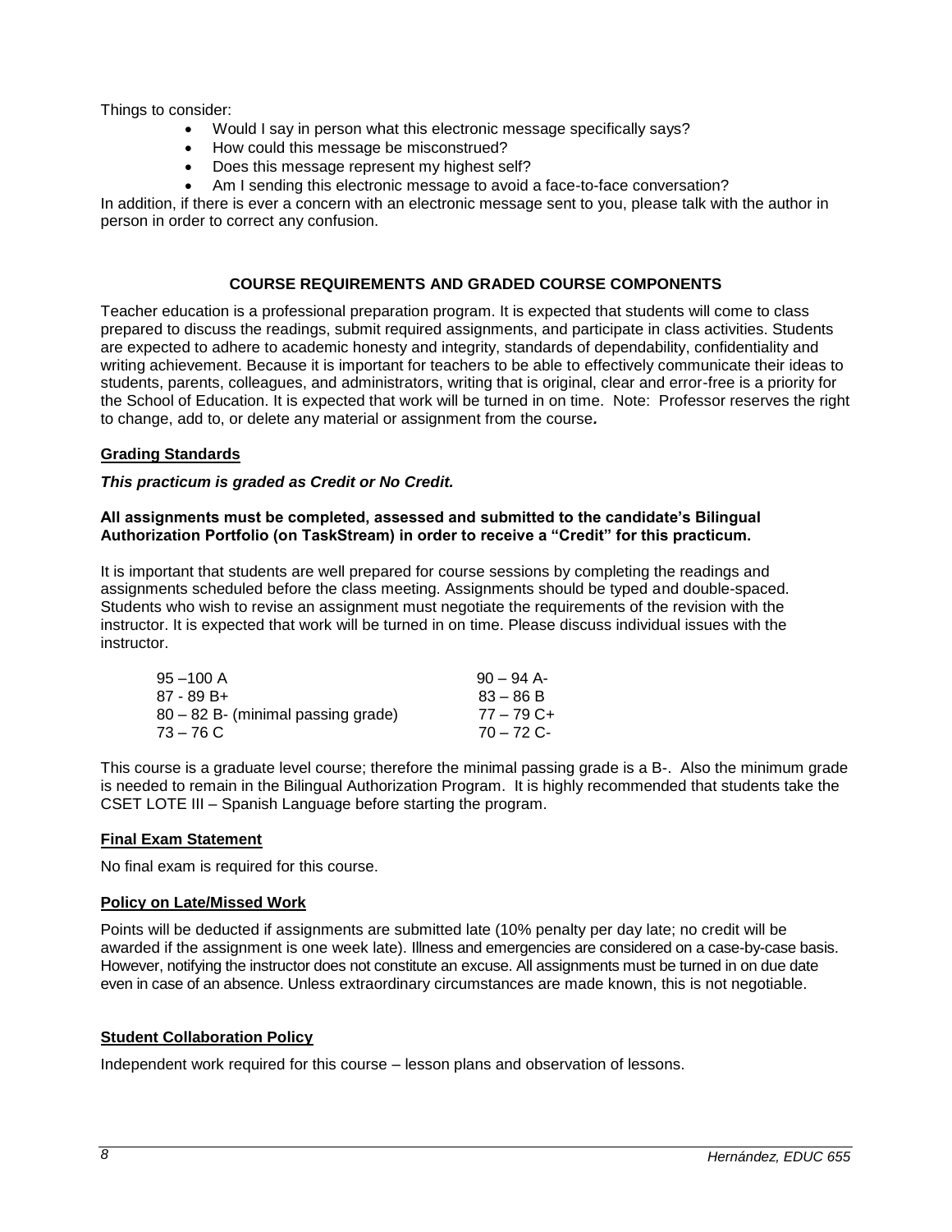Things to consider:

- Would I say in person what this electronic message specifically says?
- How could this message be misconstrued?
- Does this message represent my highest self?
- Am I sending this electronic message to avoid a face-to-face conversation?

In addition, if there is ever a concern with an electronic message sent to you, please talk with the author in person in order to correct any confusion.

## COURSE REQUIREMENTS AND GRADED COURSE COMPONENTS

Teacher education is a professional preparation program. It is expected that students will come to class prepared to discuss the readings, submit required assignments, and participate in class activities. Students are expected to adhere to academic honesty and integrity, standards of dependability, confidentiality and writing achievement. Because it is important for teachers to be able to effectively communicate their ideas to students, parents, colleagues, and administrators, writing that is original, clear and error-free is a priority for the School of Education. It is expected that work will be turned in on time. Note: Professor reserves the right to change, add to, or delete any material or assignment from the course**.**

### Grading Standards

***This practicum is graded as Credit or No Credit.***

**All assignments must be completed, assessed and submitted to the candidate's Bilingual Authorization Portfolio (on TaskStream) in order to receive a "Credit" for this practicum.**

It is important that students are well prepared for course sessions by completing the readings and assignments scheduled before the class meeting. Assignments should be typed and double-spaced. Students who wish to revise an assignment must negotiate the requirements of the revision with the instructor. It is expected that work will be turned in on time. Please discuss individual issues with the instructor.

| | |
|---|---|
| 95 –100 A | 90 – 94 A- |
| 87 - 89 B+ | 83 – 86 B |
| 80 – 82 B- (minimal passing grade) | 77 – 79 C+ |
| 73 – 76 C | 70 – 72 C- |

This course is a graduate level course; therefore the minimal passing grade is a B-. Also the minimum grade is needed to remain in the Bilingual Authorization Program. It is highly recommended that students take the CSET LOTE III – Spanish Language before starting the program.

### Final Exam Statement

No final exam is required for this course.

### Policy on Late/Missed Work

Points will be deducted if assignments are submitted late (10% penalty per day late; no credit will be awarded if the assignment is one week late). Illness and emergencies are considered on a case-by-case basis. However, notifying the instructor does not constitute an excuse. All assignments must be turned in on due date even in case of an absence. Unless extraordinary circumstances are made known, this is not negotiable.

### Student Collaboration Policy

Independent work required for this course – lesson plans and observation of lessons.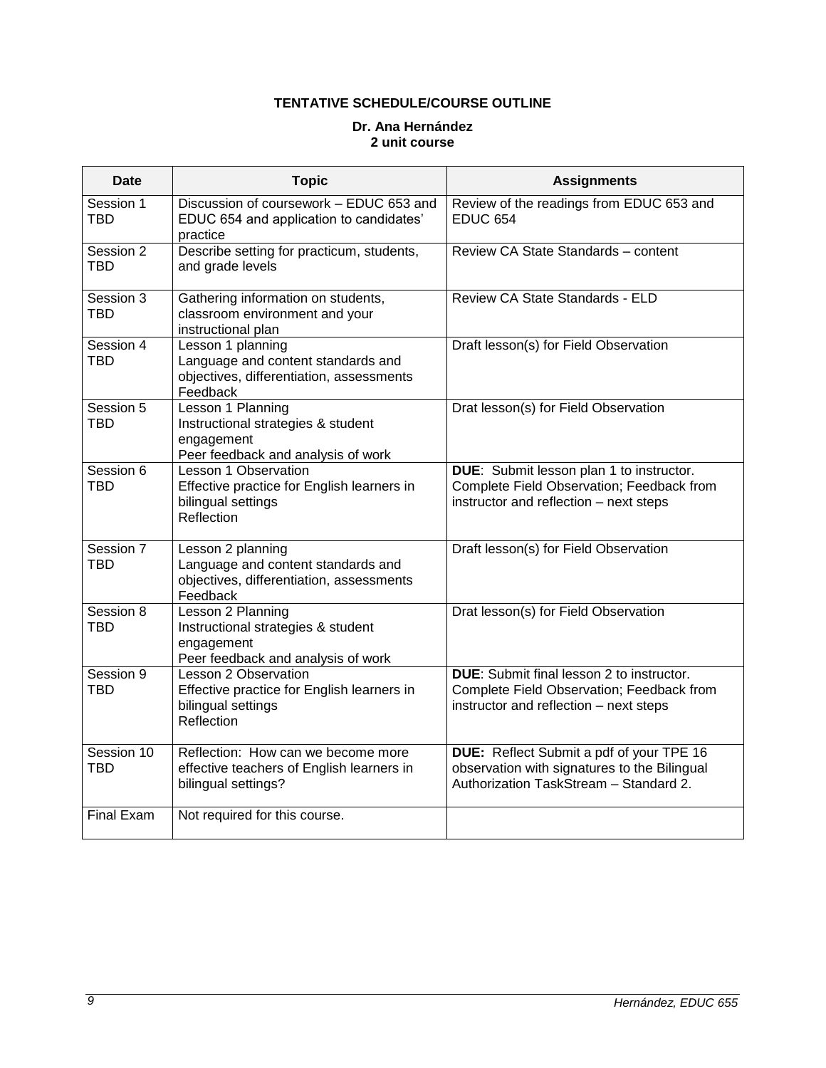## TENTATIVE SCHEDULE/COURSE OUTLINE

**Dr. Ana Hernández**
**2 unit course**

| Date | Topic | Assignments |
|---|---|---|
| Session 1 TBD | Discussion of coursework – EDUC 653 and EDUC 654 and application to candidates' practice | Review of the readings from EDUC 653 and EDUC 654 |
| Session 2 TBD | Describe setting for practicum, students, and grade levels | Review CA State Standards – content |
| Session 3 TBD | Gathering information on students, classroom environment and your instructional plan | Review CA State Standards - ELD |
| Session 4 TBD | Lesson 1 planning<br>Language and content standards and objectives, differentiation, assessments<br>Feedback | Draft lesson(s) for Field Observation |
| Session 5 TBD | Lesson 1 Planning<br>Instructional strategies & student engagement<br>Peer feedback and analysis of work | Drat lesson(s) for Field Observation |
| Session 6 TBD | Lesson 1 Observation<br>Effective practice for English learners in bilingual settings<br>Reflection | **DUE**: Submit lesson plan 1 to instructor. Complete Field Observation; Feedback from instructor and reflection – next steps |
| Session 7 TBD | Lesson 2 planning<br>Language and content standards and objectives, differentiation, assessments<br>Feedback | Draft lesson(s) for Field Observation |
| Session 8 TBD | Lesson 2 Planning<br>Instructional strategies & student engagement<br>Peer feedback and analysis of work | Drat lesson(s) for Field Observation |
| Session 9 TBD | Lesson 2 Observation<br>Effective practice for English learners in bilingual settings<br>Reflection | **DUE**: Submit final lesson 2 to instructor. Complete Field Observation; Feedback from instructor and reflection – next steps |
| Session 10 TBD | Reflection: How can we become more effective teachers of English learners in bilingual settings? | **DUE:** Reflect Submit a pdf of your TPE 16 observation with signatures to the Bilingual Authorization TaskStream – Standard 2. |
| Final Exam | Not required for this course. | |